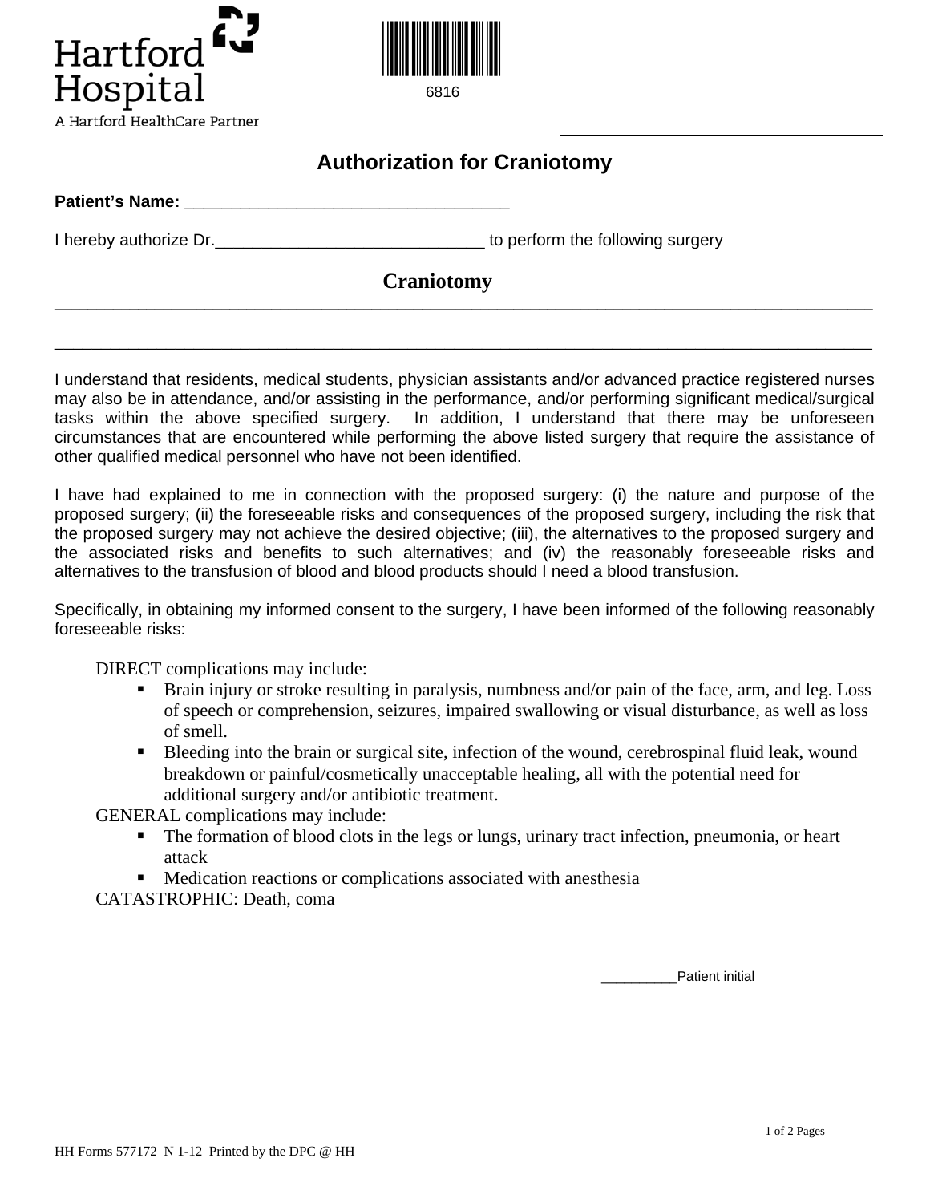Hartford Hospital

A Hartford HealthCare Partner

6816

# Authorization for Craniotomy

**Patient's Name:** ___________________________________

I hereby authorize Dr.______________________________ to perform the following surgery

**Craniotomy**

________________________________________________________________________________

________________________________________________________________________________

I understand that residents, medical students, physician assistants and/or advanced practice registered nurses may also be in attendance, and/or assisting in the performance, and/or performing significant medical/surgical tasks within the above specified surgery. In addition, I understand that there may be unforeseen circumstances that are encountered while performing the above listed surgery that require the assistance of other qualified medical personnel who have not been identified.

I have had explained to me in connection with the proposed surgery: (i) the nature and purpose of the proposed surgery; (ii) the foreseeable risks and consequences of the proposed surgery, including the risk that the proposed surgery may not achieve the desired objective; (iii), the alternatives to the proposed surgery and the associated risks and benefits to such alternatives; and (iv) the reasonably foreseeable risks and alternatives to the transfusion of blood and blood products should I need a blood transfusion.

Specifically, in obtaining my informed consent to the surgery, I have been informed of the following reasonably foreseeable risks:

DIRECT complications may include:

- Brain injury or stroke resulting in paralysis, numbness and/or pain of the face, arm, and leg. Loss of speech or comprehension, seizures, impaired swallowing or visual disturbance, as well as loss of smell.
- Bleeding into the brain or surgical site, infection of the wound, cerebrospinal fluid leak, wound breakdown or painful/cosmetically unacceptable healing, all with the potential need for additional surgery and/or antibiotic treatment.

GENERAL complications may include:

- The formation of blood clots in the legs or lungs, urinary tract infection, pneumonia, or heart attack
- Medication reactions or complications associated with anesthesia

CATASTROPHIC: Death, coma

__________Patient initial

HH Forms 577172 N 1-12 Printed by the DPC @ HH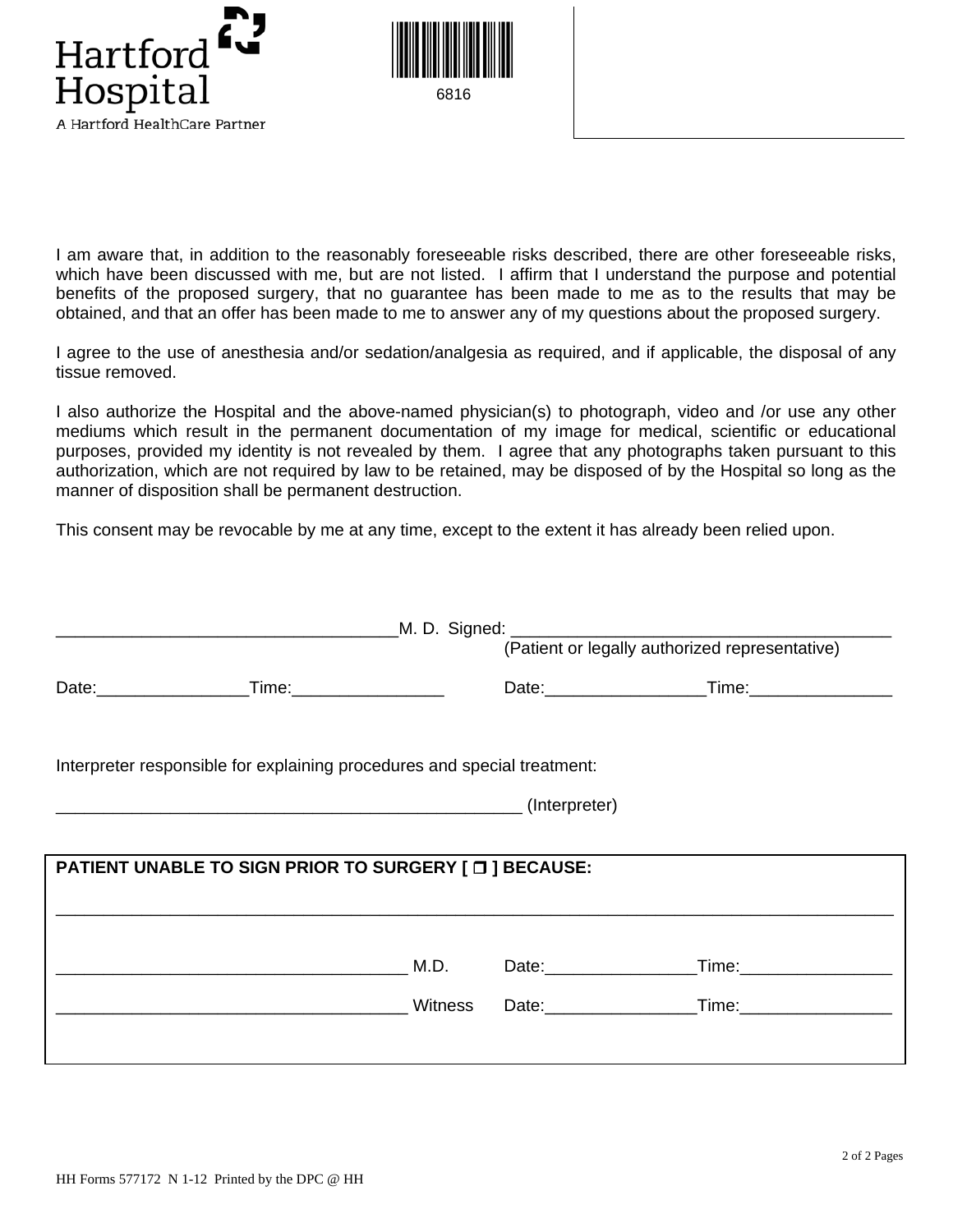Hartford Hospital

A Hartford HealthCare Partner

6816

I am aware that, in addition to the reasonably foreseeable risks described, there are other foreseeable risks, which have been discussed with me, but are not listed. I affirm that I understand the purpose and potential benefits of the proposed surgery, that no guarantee has been made to me as to the results that may be obtained, and that an offer has been made to me to answer any of my questions about the proposed surgery.

I agree to the use of anesthesia and/or sedation/analgesia as required, and if applicable, the disposal of any tissue removed.

I also authorize the Hospital and the above-named physician(s) to photograph, video and /or use any other mediums which result in the permanent documentation of my image for medical, scientific or educational purposes, provided my identity is not revealed by them. I agree that any photographs taken pursuant to this authorization, which are not required by law to be retained, may be disposed of by the Hospital so long as the manner of disposition shall be permanent destruction.

This consent may be revocable by me at any time, except to the extent it has already been relied upon.

___________________________________M. D. Signed: ________________________________________
(Patient or legally authorized representative)

Date:________________Time:________________ Date:_________________Time:_______________

Interpreter responsible for explaining procedures and special treatment:

__________________________________________________ (Interpreter)

**PATIENT UNABLE TO SIGN PRIOR TO SURGERY [ ❐ ] BECAUSE:**

_______________________________________________________________________________________

_____________________________________ M.D. Date:________________Time:________________

_____________________________________ Witness Date:________________Time:________________

HH Forms 577172 N 1-12 Printed by the DPC @ HH